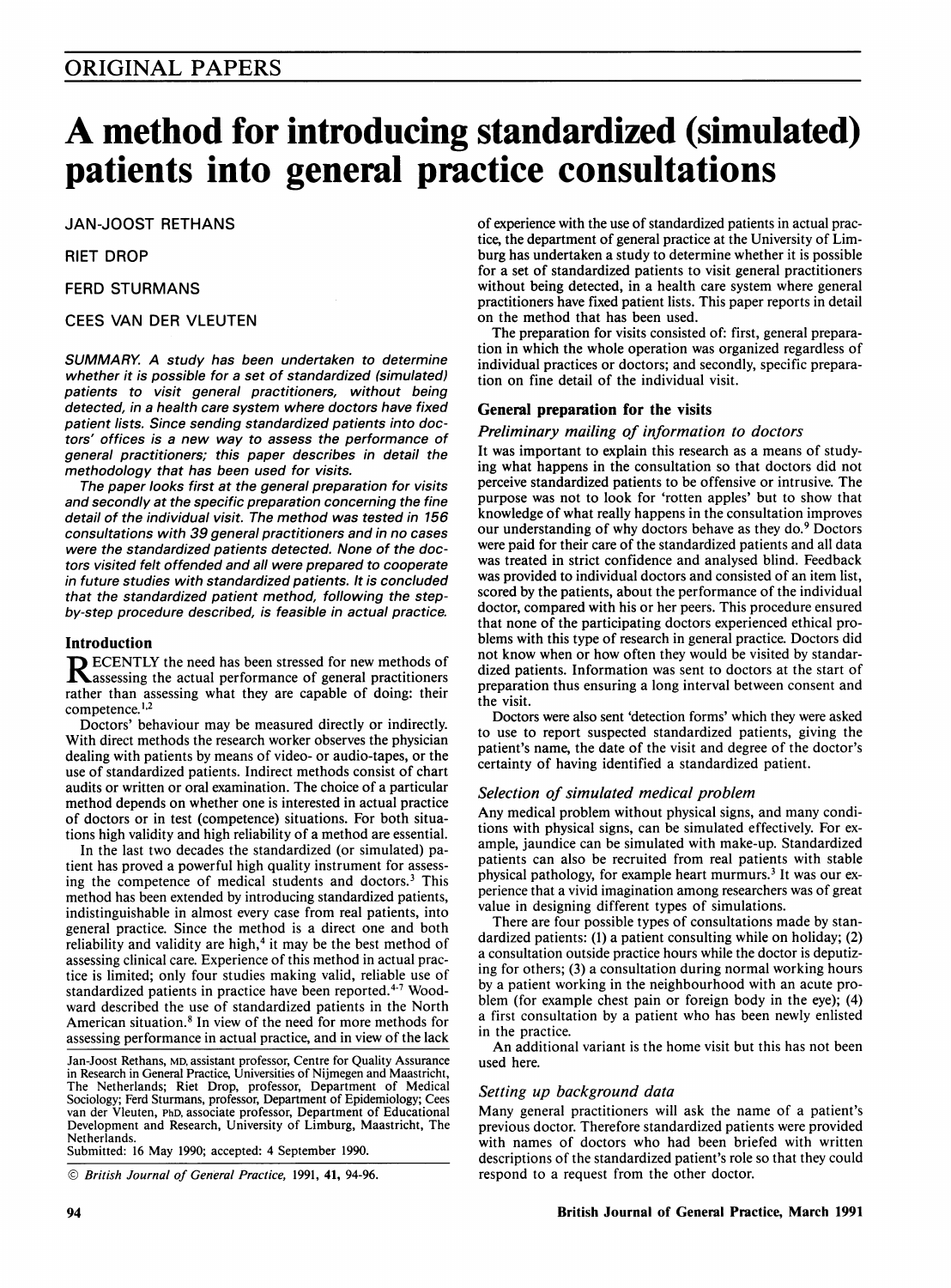ORIGINAL PAPERS

# A method for introducing standardized (simulated) patients into general practice consultations

JAN-JOOST RETHANS

RIET DROP

FERD STURMANS

CEES VAN DER VLEUTEN

*SUMMARY. A study has been undertaken to determine whether it is possible for a set of standardized (simulated) patients to visit general practitioners, without being detected, in a health care system where doctors have fixed patient lists. Since sending standardized patients into doctors' offices is a new way to assess the performance of general practitioners; this paper describes in detail the methodology that has been used for visits.*

*The paper looks first at the general preparation for visits and secondly at the specific preparation concerning the fine detail of the individual visit. The method was tested in 156 consultations with 39 general practitioners and in no cases were the standardized patients detected. None of the doctors visited felt offended and all were prepared to cooperate in future studies with standardized patients. It is concluded that the standardized patient method, following the step-by-step procedure described, is feasible in actual practice.*

## Introduction

RECENTLY the need has been stressed for new methods of assessing the actual performance of general practitioners rather than assessing what they are capable of doing: their competence.[1,2]

Doctors' behaviour may be measured directly or indirectly. With direct methods the research worker observes the physician dealing with patients by means of video- or audio-tapes, or the use of standardized patients. Indirect methods consist of chart audits or written or oral examination. The choice of a particular method depends on whether one is interested in actual practice of doctors or in test (competence) situations. For both situations high validity and high reliability of a method are essential.

In the last two decades the standardized (or simulated) patient has proved a powerful high quality instrument for assessing the competence of medical students and doctors.[3] This method has been extended by introducing standardized patients, indistinguishable in almost every case from real patients, into general practice. Since the method is a direct one and both reliability and validity are high,[4] it may be the best method of assessing clinical care. Experience of this method in actual practice is limited; only four studies making valid, reliable use of standardized patients in practice have been reported.[4-7] Woodward described the use of standardized patients in the North American situation.[8] In view of the need for more methods for assessing performance in actual practice, and in view of the lack of experience with the use of standardized patients in actual practice, the department of general practice at the University of Limburg has undertaken a study to determine whether it is possible for a set of standardized patients to visit general practitioners without being detected, in a health care system where general practitioners have fixed patient lists. This paper reports in detail on the method that has been used.

Jan-Joost Rethans, MD, assistant professor, Centre for Quality Assurance in Research in General Practice, Universities of Nijmegen and Maastricht, The Netherlands; Riet Drop, professor, Department of Medical Sociology; Ferd Sturmans, professor, Department of Epidemiology; Cees van der Vleuten, PhD, associate professor, Department of Educational Development and Research, University of Limburg, Maastricht, The Netherlands.
Submitted: 16 May 1990; accepted: 4 September 1990.

© British Journal of General Practice, 1991, 41, 94-96.

The preparation for visits consisted of: first, general preparation in which the whole operation was organized regardless of individual practices or doctors; and secondly, specific preparation on fine detail of the individual visit.

## General preparation for the visits

### *Preliminary mailing of information to doctors*

It was important to explain this research as a means of studying what happens in the consultation so that doctors did not perceive standardized patients to be offensive or intrusive. The purpose was not to look for 'rotten apples' but to show that knowledge of what really happens in the consultation improves our understanding of why doctors behave as they do.[9] Doctors were paid for their care of the standardized patients and all data was treated in strict confidence and analysed blind. Feedback was provided to individual doctors and consisted of an item list, scored by the patients, about the performance of the individual doctor, compared with his or her peers. This procedure ensured that none of the participating doctors experienced ethical problems with this type of research in general practice. Doctors did not know when or how often they would be visited by standardized patients. Information was sent to doctors at the start of preparation thus ensuring a long interval between consent and the visit.

Doctors were also sent 'detection forms' which they were asked to use to report suspected standardized patients, giving the patient's name, the date of the visit and degree of the doctor's certainty of having identified a standardized patient.

### *Selection of simulated medical problem*

Any medical problem without physical signs, and many conditions with physical signs, can be simulated effectively. For example, jaundice can be simulated with make-up. Standardized patients can also be recruited from real patients with stable physical pathology, for example heart murmurs.[3] It was our experience that a vivid imagination among researchers was of great value in designing different types of simulations.

There are four possible types of consultations made by standardized patients: (1) a patient consulting while on holiday; (2) a consultation outside practice hours while the doctor is deputizing for others; (3) a consultation during normal working hours by a patient working in the neighbourhood with an acute problem (for example chest pain or foreign body in the eye); (4) a first consultation by a patient who has been newly enlisted in the practice.

An additional variant is the home visit but this has not been used here.

### *Setting up background data*

Many general practitioners will ask the name of a patient's previous doctor. Therefore standardized patients were provided with names of doctors who had been briefed with written descriptions of the standardized patient's role so that they could respond to a request from the other doctor.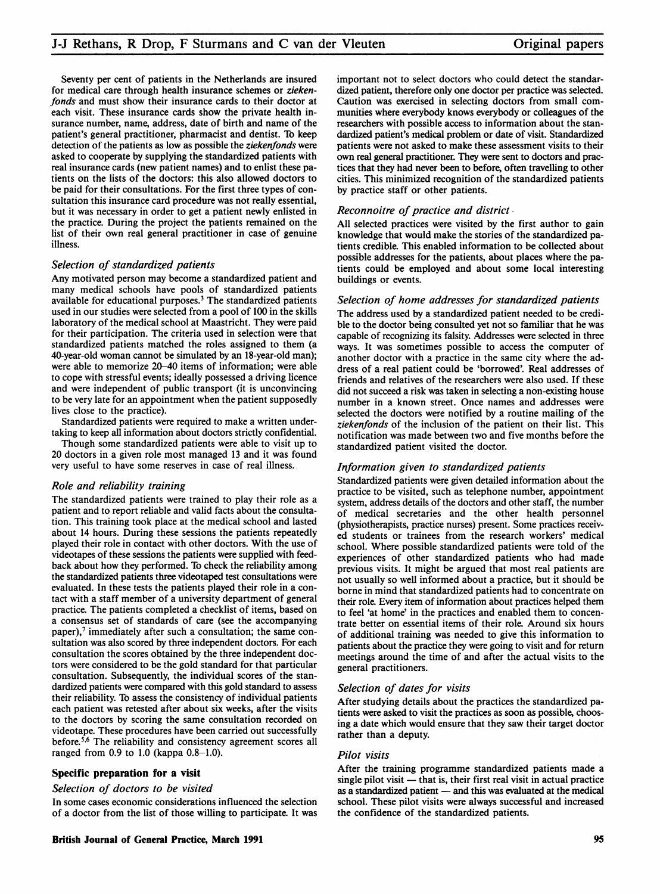Seventy per cent of patients in the Netherlands are insured for medical care through health insurance schemes or *ziekenfonds* and must show their insurance cards to their doctor at each visit. These insurance cards show the private health insurance number, name, address, date of birth and name of the patient's general practitioner, pharmacist and dentist. To keep detection of the patients as low as possible the *ziekenfonds* were asked to cooperate by supplying the standardized patients with real insurance cards (new patient names) and to enlist these patients on the lists of the doctors: this also allowed doctors to be paid for their consultations. For the first three types of consultation this insurance card procedure was not really essential, but it was necessary in order to get a patient newly enlisted in the practice. During the project the patients remained on the list of their own real general practitioner in case of genuine illness.

### *Selection of standardized patients*

Any motivated person may become a standardized patient and many medical schools have pools of standardized patients available for educational purposes.[3] The standardized patients used in our studies were selected from a pool of 100 in the skills laboratory of the medical school at Maastricht. They were paid for their participation. The criteria used in selection were that standardized patients matched the roles assigned to them (a 40-year-old woman cannot be simulated by an 18-year-old man); were able to memorize 20–40 items of information; were able to cope with stressful events; ideally possessed a driving licence and were independent of public transport (it is unconvincing to be very late for an appointment when the patient supposedly lives close to the practice).

Standardized patients were required to make a written undertaking to keep all information about doctors strictly confidential.

Though some standardized patients were able to visit up to 20 doctors in a given role most managed 13 and it was found very useful to have some reserves in case of real illness.

### *Role and reliability training*

The standardized patients were trained to play their role as a patient and to report reliable and valid facts about the consultation. This training took place at the medical school and lasted about 14 hours. During these sessions the patients repeatedly played their role in contact with other doctors. With the use of videotapes of these sessions the patients were supplied with feedback about how they performed. To check the reliability among the standardized patients three videotaped test consultations were evaluated. In these tests the patients played their role in a contact with a staff member of a university department of general practice. The patients completed a checklist of items, based on a consensus set of standards of care (see the accompanying paper),[7] immediately after such a consultation; the same consultation was also scored by three independent doctors. For each consultation the scores obtained by the three independent doctors were considered to be the gold standard for that particular consultation. Subsequently, the individual scores of the standardized patients were compared with this gold standard to assess their reliability. To assess the consistency of individual patients each patient was retested after about six weeks, after the visits to the doctors by scoring the same consultation recorded on videotape. These procedures have been carried out successfully before.[5,6] The reliability and consistency agreement scores all ranged from 0.9 to 1.0 (kappa 0.8–1.0).

## Specific preparation for a visit

### *Selection of doctors to be visited*

In some cases economic considerations influenced the selection of a doctor from the list of those willing to participate. It was important not to select doctors who could detect the standardized patient, therefore only one doctor per practice was selected. Caution was exercised in selecting doctors from small communities where everybody knows everybody or colleagues of the researchers with possible access to information about the standardized patient's medical problem or date of visit. Standardized patients were not asked to make these assessment visits to their own real general practitioner. They were sent to doctors and practices that they had never been to before, often travelling to other cities. This minimized recognition of the standardized patients by practice staff or other patients.

### *Reconnoitre of practice and district*

All selected practices were visited by the first author to gain knowledge that would make the stories of the standardized patients credible. This enabled information to be collected about possible addresses for the patients, about places where the patients could be employed and about some local interesting buildings or events.

### *Selection of home addresses for standardized patients*

The address used by a standardized patient needed to be credible to the doctor being consulted yet not so familiar that he was capable of recognizing its falsity. Addresses were selected in three ways. It was sometimes possible to access the computer of another doctor with a practice in the same city where the address of a real patient could be 'borrowed'. Real addresses of friends and relatives of the researchers were also used. If these did not succeed a risk was taken in selecting a non-existing house number in a known street. Once names and addresses were selected the doctors were notified by a routine mailing of the *ziekenfonds* of the inclusion of the patient on their list. This notification was made between two and five months before the standardized patient visited the doctor.

### *Information given to standardized patients*

Standardized patients were given detailed information about the practice to be visited, such as telephone number, appointment system, address details of the doctors and other staff, the number of medical secretaries and the other health personnel (physiotherapists, practice nurses) present. Some practices received students or trainees from the research workers' medical school. Where possible standardized patients were told of the experiences of other standardized patients who had made previous visits. It might be argued that most real patients are not usually so well informed about a practice, but it should be borne in mind that standardized patients had to concentrate on their role. Every item of information about practices helped them to feel 'at home' in the practices and enabled them to concentrate better on essential items of their role. Around six hours of additional training was needed to give this information to patients about the practice they were going to visit and for return meetings around the time of and after the actual visits to the general practitioners.

### *Selection of dates for visits*

After studying details about the practices the standardized patients were asked to visit the practices as soon as possible, choosing a date which would ensure that they saw their target doctor rather than a deputy.

### *Pilot visits*

After the training programme standardized patients made a single pilot visit — that is, their first real visit in actual practice as a standardized patient — and this was evaluated at the medical school. These pilot visits were always successful and increased the confidence of the standardized patients.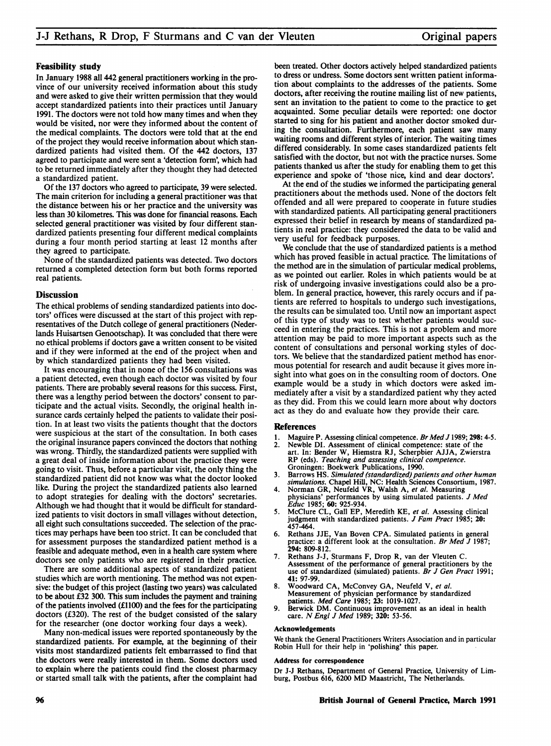## Feasibility study

In January 1988 all 442 general practitioners working in the province of our university received information about this study and were asked to give their written permission that they would accept standardized patients into their practices until January 1991. The doctors were not told how many times and when they would be visited, nor were they informed about the content of the medical complaints. The doctors were told that at the end of the project they would receive information about which standardized patients had visited them. Of the 442 doctors, 137 agreed to participate and were sent a 'detection form', which had to be returned immediately after they thought they had detected a standardized patient.

Of the 137 doctors who agreed to participate, 39 were selected. The main criterion for including a general practitioner was that the distance between his or her practice and the university was less than 30 kilometres. This was done for financial reasons. Each selected general practitioner was visited by four different standardized patients presenting four different medical complaints during a four month period starting at least 12 months after they agreed to participate.

None of the standardized patients was detected. Two doctors returned a completed detection form but both forms reported real patients.

## Discussion

The ethical problems of sending standardized patients into doctors' offices were discussed at the start of this project with representatives of the Dutch college of general practitioners (Nederlands Huisartsen Genootschap). It was concluded that there were no ethical problems if doctors gave a written consent to be visited and if they were informed at the end of the project when and by which standardized patients they had been visited.

It was encouraging that in none of the 156 consultations was a patient detected, even though each doctor was visited by four patients. There are probably several reasons for this success. First, there was a lengthy period between the doctors' consent to participate and the actual visits. Secondly, the original health insurance cards certainly helped the patients to validate their position. In at least two visits the patients thought that the doctors were suspicious at the start of the consultation. In both cases the original insurance papers convinced the doctors that nothing was wrong. Thirdly, the standardized patients were supplied with a great deal of inside information about the practice they were going to visit. Thus, before a particular visit, the only thing the standardized patient did not know was what the doctor looked like. During the project the standardized patients also learned to adopt strategies for dealing with the doctors' secretaries. Although we had thought that it would be difficult for standardized patients to visit doctors in small villages without detection, all eight such consultations succeeded. The selection of the practices may perhaps have been too strict. It can be concluded that for assessment purposes the standardized patient method is a feasible and adequate method, even in a health care system where doctors see only patients who are registered in their practice.

There are some additional aspects of standardized patient studies which are worth mentioning. The method was not expensive: the budget of this project (lasting two years) was calculated to be about £32 300. This sum includes the payment and training of the patients involved (£1100) and the fees for the participating doctors (£320). The rest of the budget consisted of the salary for the researcher (one doctor working four days a week).

Many non-medical issues were reported spontaneously by the standardized patients. For example, at the beginning of their visits most standardized patients felt embarrassed to find that the doctors were really interested in them. Some doctors used to explain where the patients could find the closest pharmacy or started small talk with the patients, after the complaint had been treated. Other doctors actively helped standardized patients to dress or undress. Some doctors sent written patient information about complaints to the addresses of the patients. Some doctors, after receiving the routine mailing list of new patients, sent an invitation to the patient to come to the practice to get acquainted. Some peculiar details were reported: one doctor started to sing for his patient and another doctor smoked during the consultation. Furthermore, each patient saw many waiting rooms and different styles of interior. The waiting times differed considerably. In some cases standardized patients felt satisfied with the doctor, but not with the practice nurses. Some patients thanked us after the study for enabling them to get this experience and spoke of 'those nice, kind and dear doctors'.

At the end of the studies we informed the participating general practitioners about the methods used. None of the doctors felt offended and all were prepared to cooperate in future studies with standardized patients. All participating general practitioners expressed their belief in research by means of standardized patients in real practice: they considered the data to be valid and very useful for feedback purposes.

We conclude that the use of standardized patients is a method which has proved feasible in actual practice. The limitations of the method are in the simulation of particular medical problems, as we pointed out earlier. Roles in which patients would be at risk of undergoing invasive investigations could also be a problem. In general practice, however, this rarely occurs and if patients are referred to hospitals to undergo such investigations, the results can be simulated too. Until now an important aspect of this type of study was to test whether patients would succeed in entering the practices. This is not a problem and more attention may be paid to more important aspects such as the content of consultations and personal working styles of doctors. We believe that the standardized patient method has enormous potential for research and audit because it gives more insight into what goes on in the consulting room of doctors. One example would be a study in which doctors were asked immediately after a visit by a standardized patient why they acted as they did. From this we could learn more about why doctors act as they do and evaluate how they provide their care.

## References

1. Maguire P. Assessing clinical competence. *Br Med J* 1989; **298:** 4-5.
2. Newble DI. Assessment of clinical competence: state of the art. In: Bender W, Hiemstra RJ, Scherpbier AJJA, Zwierstra RP (eds). *Teaching and assessing clinical competence.* Groningen: Boekwerk Publications, 1990.
3. Barrows HS. *Simulated (standardized) patients and other human simulations.* Chapel Hill, NC: Health Sciences Consortium, 1987.
4. Norman GR, Neufeld VR, Walsh A, *et al.* Measuring physicians' performances by using simulated patients. *J Med Educ* 1985; **60:** 925-934.
5. McClure CL, Gall EP, Meredith KE, *et al.* Assessing clinical judgment with standardized patients. *J Fam Pract* 1985; **20:** 457-464.
6. Rethans JJE, Van Boven CPA. Simulated patients in general practice: a different look at the consultation. *Br Med J* 1987; **294:** 809-812.
7. Rethans J-J, Sturmans F, Drop R, van der Vleuten C. Assessment of the performance of general practitioners by the use of standardized (simulated) patients. *Br J Gen Pract* 1991; **41:** 97-99.
8. Woodward CA, McConvey GA, Neufeld V, *et al.* Measurement of physician performance by standardized patients. *Med Care* 1985; **23:** 1019-1027.
9. Berwick DM. Continuous improvement as an ideal in health care. *N Engl J Med* 1989; **320:** 53-56.

### Acknowledgements

We thank the General Practitioners Writers Association and in particular Robin Hull for their help in 'polishing' this paper.

### Address for correspondence

Dr J-J Rethans, Department of General Practice, University of Limburg, Postbus 616, 6200 MD Maastricht, The Netherlands.